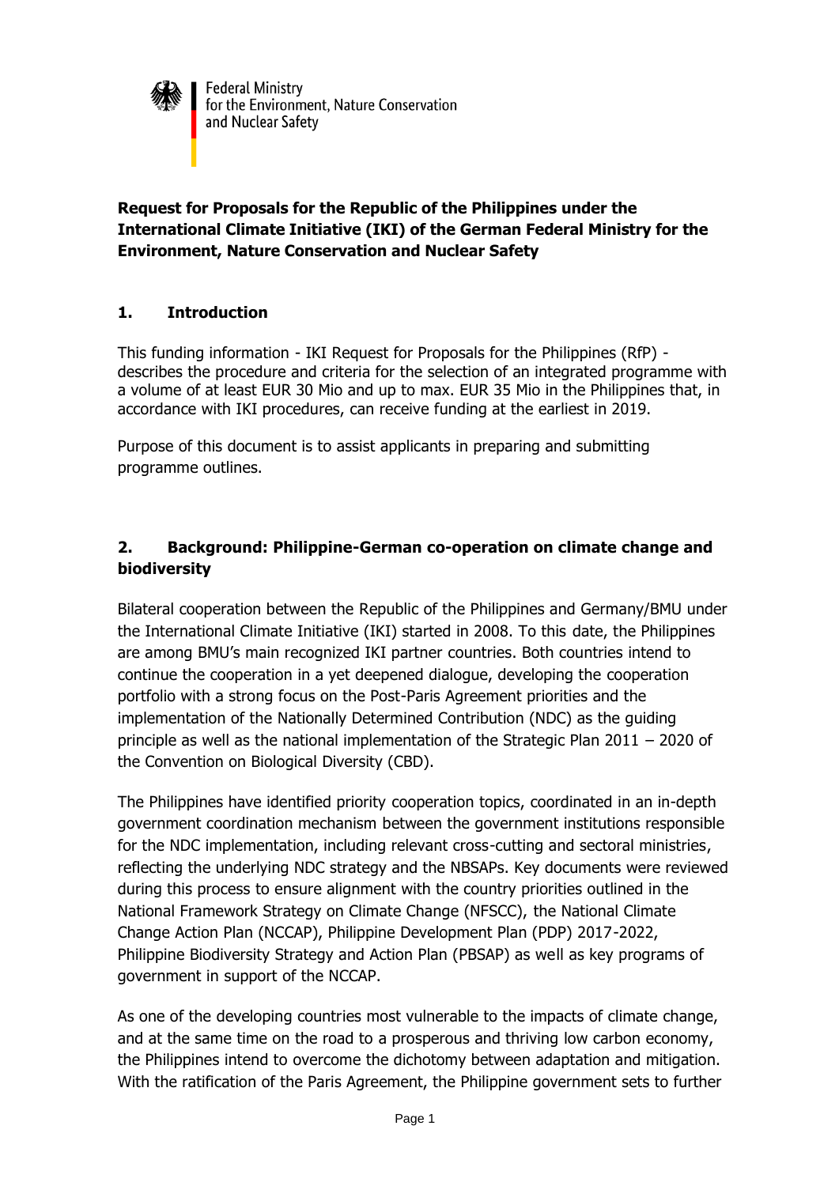Federal Ministry
for the Environment, Nature Conservation
and Nuclear Safety

**Request for Proposals for the Republic of the Philippines under the International Climate Initiative (IKI) of the German Federal Ministry for the Environment, Nature Conservation and Nuclear Safety**

## 1. Introduction

This funding information - IKI Request for Proposals for the Philippines (RfP) - describes the procedure and criteria for the selection of an integrated programme with a volume of at least EUR 30 Mio and up to max. EUR 35 Mio in the Philippines that, in accordance with IKI procedures, can receive funding at the earliest in 2019.

Purpose of this document is to assist applicants in preparing and submitting programme outlines.

## 2. Background: Philippine-German co-operation on climate change and biodiversity

Bilateral cooperation between the Republic of the Philippines and Germany/BMU under the International Climate Initiative (IKI) started in 2008. To this date, the Philippines are among BMU's main recognized IKI partner countries. Both countries intend to continue the cooperation in a yet deepened dialogue, developing the cooperation portfolio with a strong focus on the Post-Paris Agreement priorities and the implementation of the Nationally Determined Contribution (NDC) as the guiding principle as well as the national implementation of the Strategic Plan 2011 – 2020 of the Convention on Biological Diversity (CBD).

The Philippines have identified priority cooperation topics, coordinated in an in-depth government coordination mechanism between the government institutions responsible for the NDC implementation, including relevant cross-cutting and sectoral ministries, reflecting the underlying NDC strategy and the NBSAPs. Key documents were reviewed during this process to ensure alignment with the country priorities outlined in the National Framework Strategy on Climate Change (NFSCC), the National Climate Change Action Plan (NCCAP), Philippine Development Plan (PDP) 2017-2022, Philippine Biodiversity Strategy and Action Plan (PBSAP) as well as key programs of government in support of the NCCAP.

As one of the developing countries most vulnerable to the impacts of climate change, and at the same time on the road to a prosperous and thriving low carbon economy, the Philippines intend to overcome the dichotomy between adaptation and mitigation. With the ratification of the Paris Agreement, the Philippine government sets to further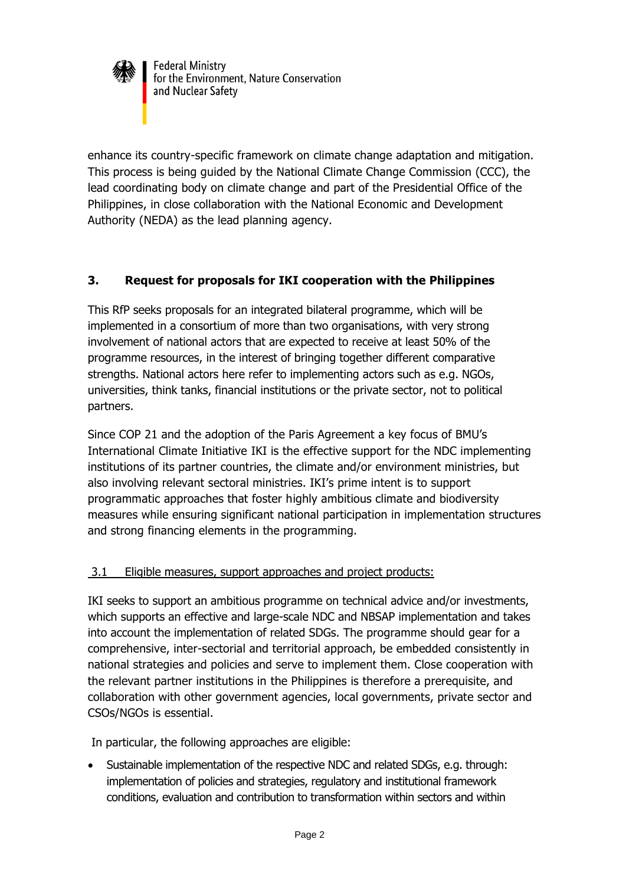enhance its country-specific framework on climate change adaptation and mitigation. This process is being guided by the National Climate Change Commission (CCC), the lead coordinating body on climate change and part of the Presidential Office of the Philippines, in close collaboration with the National Economic and Development Authority (NEDA) as the lead planning agency.

## 3. Request for proposals for IKI cooperation with the Philippines

This RfP seeks proposals for an integrated bilateral programme, which will be implemented in a consortium of more than two organisations, with very strong involvement of national actors that are expected to receive at least 50% of the programme resources, in the interest of bringing together different comparative strengths. National actors here refer to implementing actors such as e.g. NGOs, universities, think tanks, financial institutions or the private sector, not to political partners.

Since COP 21 and the adoption of the Paris Agreement a key focus of BMU's International Climate Initiative IKI is the effective support for the NDC implementing institutions of its partner countries, the climate and/or environment ministries, but also involving relevant sectoral ministries. IKI's prime intent is to support programmatic approaches that foster highly ambitious climate and biodiversity measures while ensuring significant national participation in implementation structures and strong financing elements in the programming.

### 3.1 Eligible measures, support approaches and project products:

IKI seeks to support an ambitious programme on technical advice and/or investments, which supports an effective and large-scale NDC and NBSAP implementation and takes into account the implementation of related SDGs. The programme should gear for a comprehensive, inter-sectorial and territorial approach, be embedded consistently in national strategies and policies and serve to implement them. Close cooperation with the relevant partner institutions in the Philippines is therefore a prerequisite, and collaboration with other government agencies, local governments, private sector and CSOs/NGOs is essential.

In particular, the following approaches are eligible:

- Sustainable implementation of the respective NDC and related SDGs, e.g. through: implementation of policies and strategies, regulatory and institutional framework conditions, evaluation and contribution to transformation within sectors and within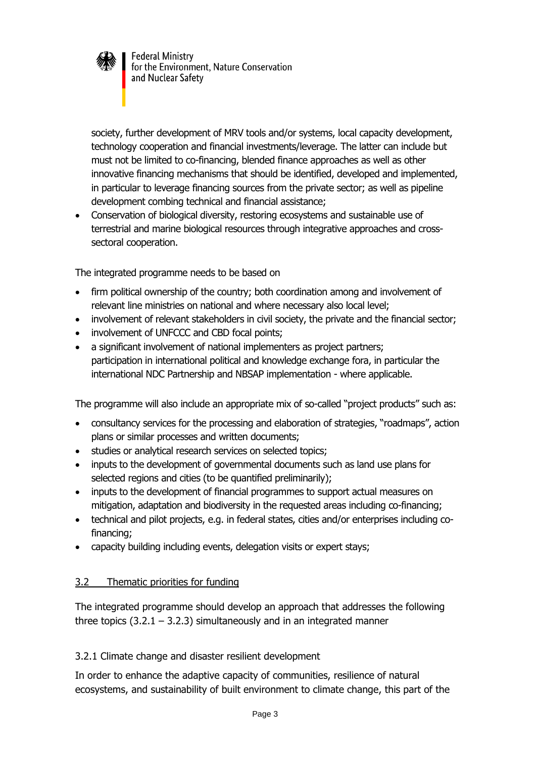society, further development of MRV tools and/or systems, local capacity development, technology cooperation and financial investments/leverage. The latter can include but must not be limited to co-financing, blended finance approaches as well as other innovative financing mechanisms that should be identified, developed and implemented, in particular to leverage financing sources from the private sector; as well as pipeline development combing technical and financial assistance;
- Conservation of biological diversity, restoring ecosystems and sustainable use of terrestrial and marine biological resources through integrative approaches and cross-sectoral cooperation.

The integrated programme needs to be based on

- firm political ownership of the country; both coordination among and involvement of relevant line ministries on national and where necessary also local level;
- involvement of relevant stakeholders in civil society, the private and the financial sector;
- involvement of UNFCCC and CBD focal points;
- a significant involvement of national implementers as project partners; participation in international political and knowledge exchange fora, in particular the international NDC Partnership and NBSAP implementation - where applicable.

The programme will also include an appropriate mix of so-called "project products" such as:

- consultancy services for the processing and elaboration of strategies, "roadmaps", action plans or similar processes and written documents;
- studies or analytical research services on selected topics;
- inputs to the development of governmental documents such as land use plans for selected regions and cities (to be quantified preliminarily);
- inputs to the development of financial programmes to support actual measures on mitigation, adaptation and biodiversity in the requested areas including co-financing;
- technical and pilot projects, e.g. in federal states, cities and/or enterprises including co-financing;
- capacity building including events, delegation visits or expert stays;

## 3.2 Thematic priorities for funding

The integrated programme should develop an approach that addresses the following three topics (3.2.1 – 3.2.3) simultaneously and in an integrated manner

### 3.2.1 Climate change and disaster resilient development

In order to enhance the adaptive capacity of communities, resilience of natural ecosystems, and sustainability of built environment to climate change, this part of the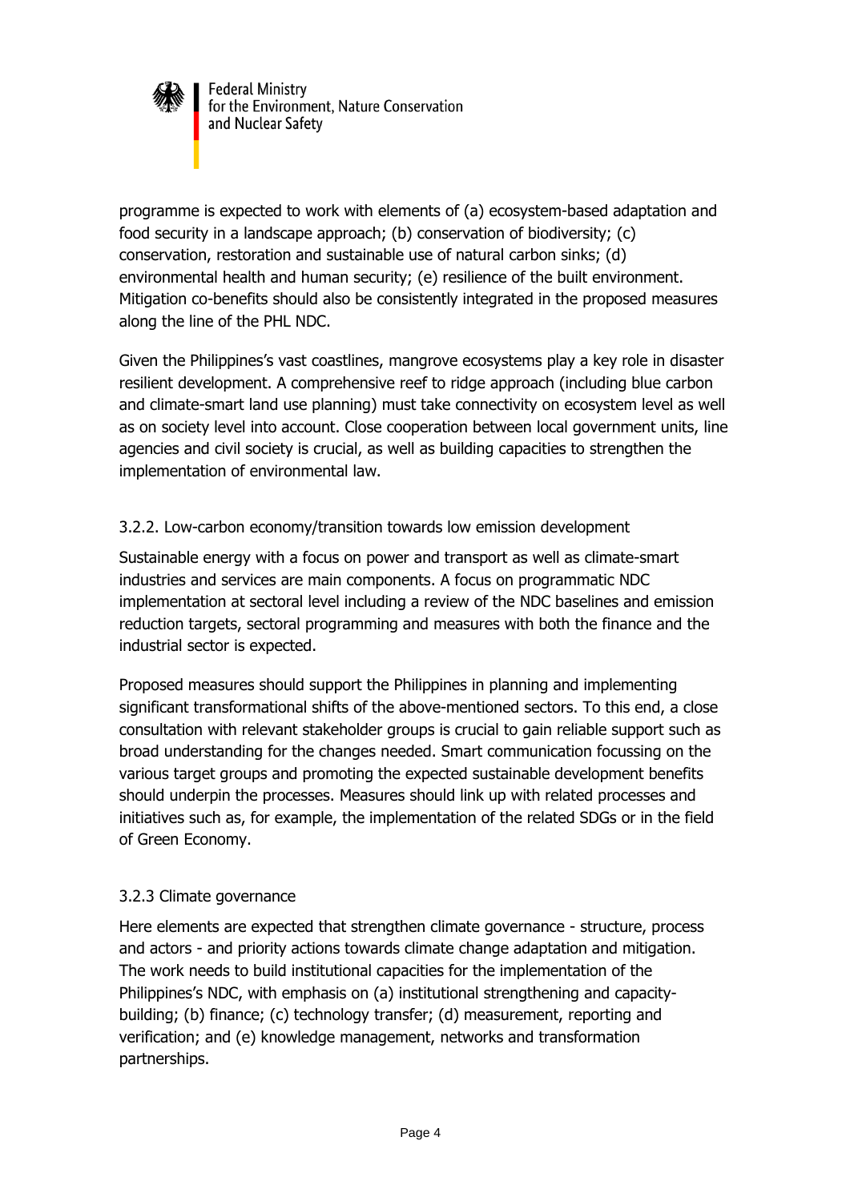programme is expected to work with elements of (a) ecosystem-based adaptation and food security in a landscape approach; (b) conservation of biodiversity; (c) conservation, restoration and sustainable use of natural carbon sinks; (d) environmental health and human security; (e) resilience of the built environment. Mitigation co-benefits should also be consistently integrated in the proposed measures along the line of the PHL NDC.

Given the Philippines's vast coastlines, mangrove ecosystems play a key role in disaster resilient development. A comprehensive reef to ridge approach (including blue carbon and climate-smart land use planning) must take connectivity on ecosystem level as well as on society level into account. Close cooperation between local government units, line agencies and civil society is crucial, as well as building capacities to strengthen the implementation of environmental law.

### 3.2.2. Low-carbon economy/transition towards low emission development

Sustainable energy with a focus on power and transport as well as climate-smart industries and services are main components. A focus on programmatic NDC implementation at sectoral level including a review of the NDC baselines and emission reduction targets, sectoral programming and measures with both the finance and the industrial sector is expected.

Proposed measures should support the Philippines in planning and implementing significant transformational shifts of the above-mentioned sectors. To this end, a close consultation with relevant stakeholder groups is crucial to gain reliable support such as broad understanding for the changes needed. Smart communication focussing on the various target groups and promoting the expected sustainable development benefits should underpin the processes. Measures should link up with related processes and initiatives such as, for example, the implementation of the related SDGs or in the field of Green Economy.

### 3.2.3 Climate governance

Here elements are expected that strengthen climate governance - structure, process and actors - and priority actions towards climate change adaptation and mitigation. The work needs to build institutional capacities for the implementation of the Philippines's NDC, with emphasis on (a) institutional strengthening and capacity-building; (b) finance; (c) technology transfer; (d) measurement, reporting and verification; and (e) knowledge management, networks and transformation partnerships.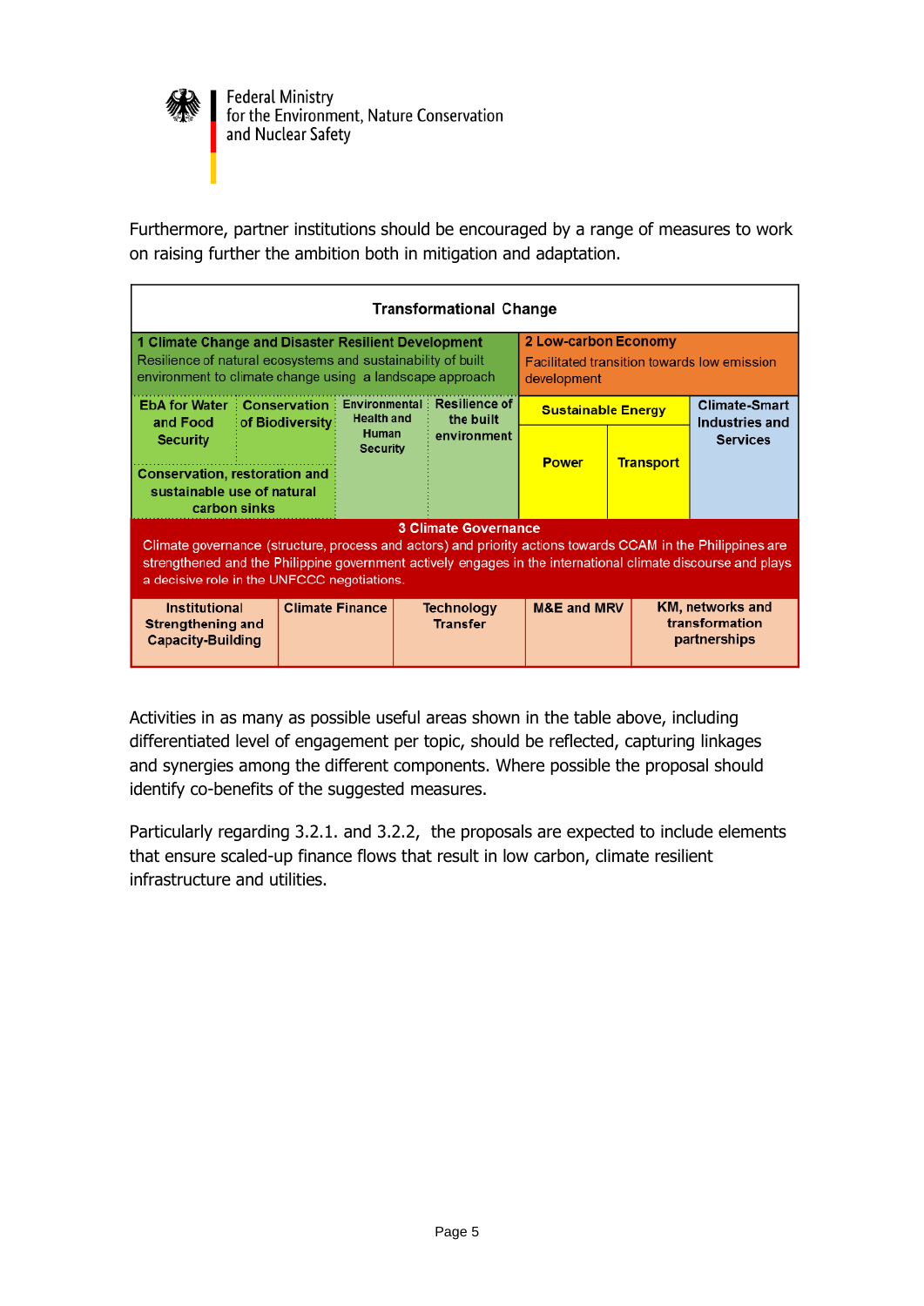Furthermore, partner institutions should be encouraged by a range of measures to work on raising further the ambition both in mitigation and adaptation.

| Transformational Change | | | | | | | |
|---|---|---|---|---|---|---|---|
| **1 Climate Change and Disaster Resilient Development** Resilience of natural ecosystems and sustainability of built environment to climate change using a landscape approach | | | | **2 Low-carbon Economy** Facilitated transition towards low emission development | | | |
| **EbA for Water and Food Security** | **Conservation of Biodiversity** | **Environmental Health and Human Security** | **Resilience of the built environment** | **Sustainable Energy** | | **Climate-Smart Industries and Services** | |
| **Conservation, restoration and sustainable use of natural carbon sinks** | | | | **Power** | **Transport** | | |
| **3 Climate Governance** Climate governance (structure, process and actors) and priority actions towards CCAM in the Philippines are strengthened and the Philippine government actively engages in the international climate discourse and plays a decisive role in the UNFCCC negotiations. | | | | | | | |
| **Institutional Strengthening and Capacity-Building** | **Climate Finance** | **Technology Transfer** | **M&E and MRV** | **KM, networks and transformation partnerships** | | | |

Activities in as many as possible useful areas shown in the table above, including differentiated level of engagement per topic, should be reflected, capturing linkages and synergies among the different components. Where possible the proposal should identify co-benefits of the suggested measures.

Particularly regarding 3.2.1. and 3.2.2, the proposals are expected to include elements that ensure scaled-up finance flows that result in low carbon, climate resilient infrastructure and utilities.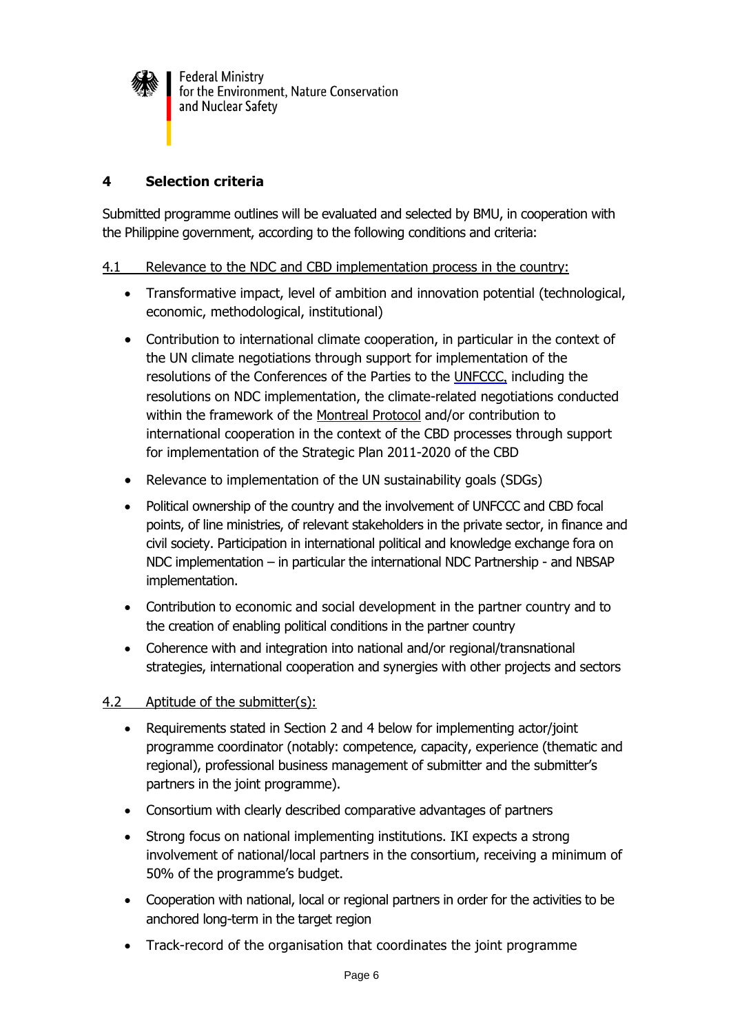## 4 Selection criteria

Submitted programme outlines will be evaluated and selected by BMU, in cooperation with the Philippine government, according to the following conditions and criteria:

### 4.1 Relevance to the NDC and CBD implementation process in the country:

- Transformative impact, level of ambition and innovation potential (technological, economic, methodological, institutional)
- Contribution to international climate cooperation, in particular in the context of the UN climate negotiations through support for implementation of the resolutions of the Conferences of the Parties to the UNFCCC, including the resolutions on NDC implementation, the climate-related negotiations conducted within the framework of the Montreal Protocol and/or contribution to international cooperation in the context of the CBD processes through support for implementation of the Strategic Plan 2011-2020 of the CBD
- Relevance to implementation of the UN sustainability goals (SDGs)
- Political ownership of the country and the involvement of UNFCCC and CBD focal points, of line ministries, of relevant stakeholders in the private sector, in finance and civil society. Participation in international political and knowledge exchange fora on NDC implementation – in particular the international NDC Partnership - and NBSAP implementation.
- Contribution to economic and social development in the partner country and to the creation of enabling political conditions in the partner country
- Coherence with and integration into national and/or regional/transnational strategies, international cooperation and synergies with other projects and sectors

### 4.2 Aptitude of the submitter(s):

- Requirements stated in Section 2 and 4 below for implementing actor/joint programme coordinator (notably: competence, capacity, experience (thematic and regional), professional business management of submitter and the submitter's partners in the joint programme).
- Consortium with clearly described comparative advantages of partners
- Strong focus on national implementing institutions. IKI expects a strong involvement of national/local partners in the consortium, receiving a minimum of 50% of the programme's budget.
- Cooperation with national, local or regional partners in order for the activities to be anchored long-term in the target region
- Track-record of the organisation that coordinates the joint programme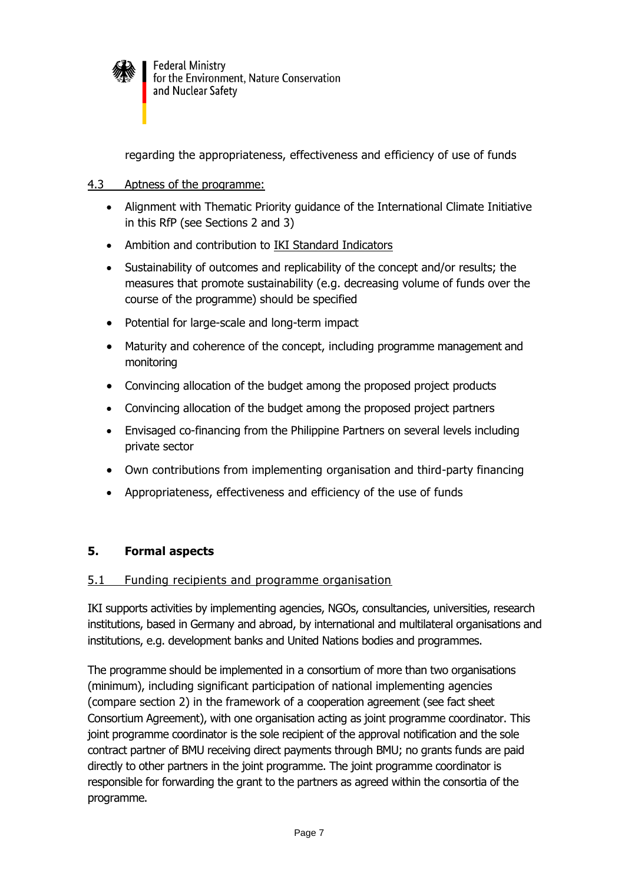regarding the appropriateness, effectiveness and efficiency of use of funds

4.3 Aptness of the programme:

- Alignment with Thematic Priority guidance of the International Climate Initiative in this RfP (see Sections 2 and 3)
- Ambition and contribution to IKI Standard Indicators
- Sustainability of outcomes and replicability of the concept and/or results; the measures that promote sustainability (e.g. decreasing volume of funds over the course of the programme) should be specified
- Potential for large-scale and long-term impact
- Maturity and coherence of the concept, including programme management and monitoring
- Convincing allocation of the budget among the proposed project products
- Convincing allocation of the budget among the proposed project partners
- Envisaged co-financing from the Philippine Partners on several levels including private sector
- Own contributions from implementing organisation and third-party financing
- Appropriateness, effectiveness and efficiency of the use of funds

## 5. Formal aspects

### 5.1 Funding recipients and programme organisation

IKI supports activities by implementing agencies, NGOs, consultancies, universities, research institutions, based in Germany and abroad, by international and multilateral organisations and institutions, e.g. development banks and United Nations bodies and programmes.

The programme should be implemented in a consortium of more than two organisations (minimum), including significant participation of national implementing agencies (compare section 2) in the framework of a cooperation agreement (see fact sheet Consortium Agreement), with one organisation acting as joint programme coordinator. This joint programme coordinator is the sole recipient of the approval notification and the sole contract partner of BMU receiving direct payments through BMU; no grants funds are paid directly to other partners in the joint programme. The joint programme coordinator is responsible for forwarding the grant to the partners as agreed within the consortia of the programme.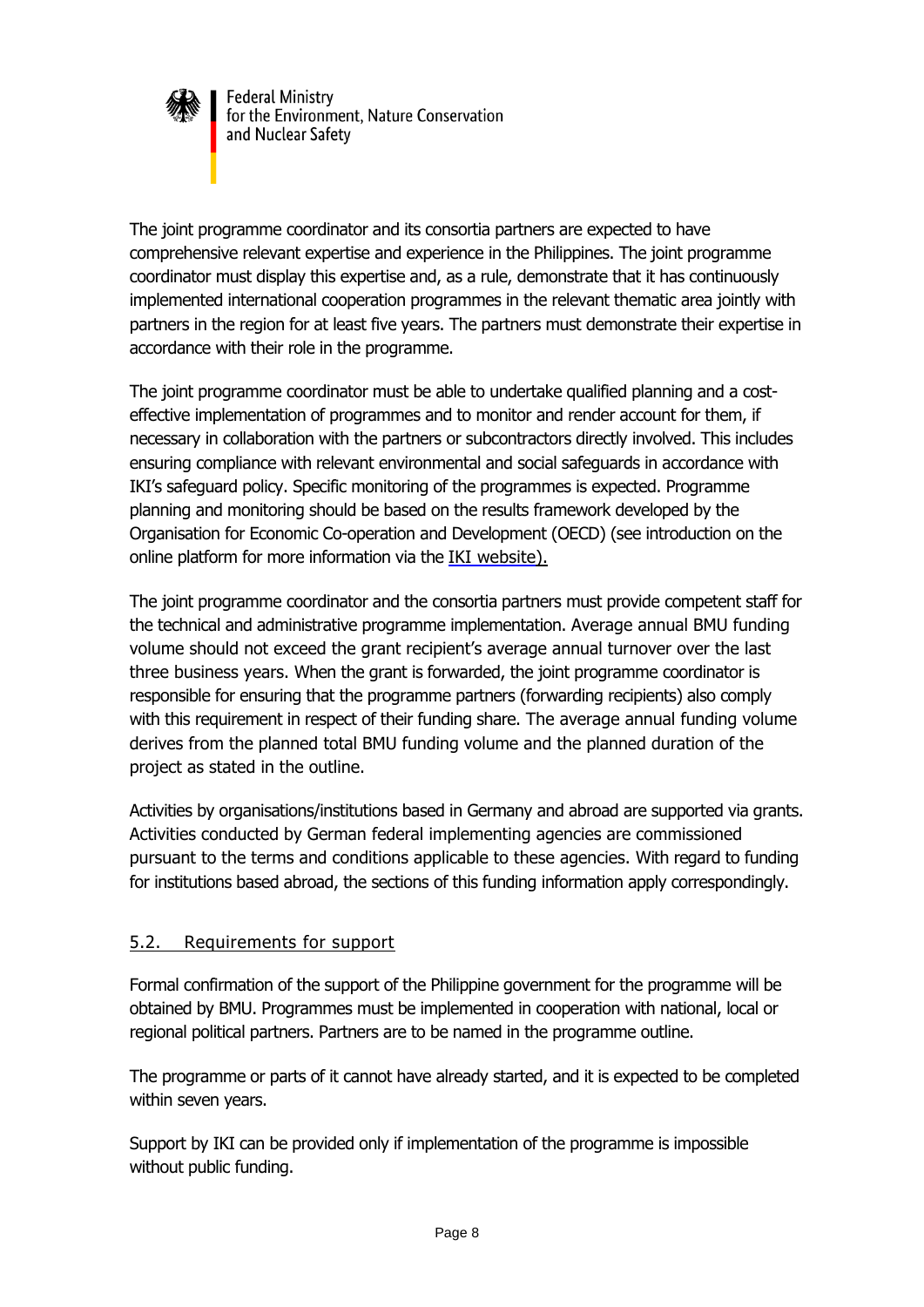The joint programme coordinator and its consortia partners are expected to have comprehensive relevant expertise and experience in the Philippines. The joint programme coordinator must display this expertise and, as a rule, demonstrate that it has continuously implemented international cooperation programmes in the relevant thematic area jointly with partners in the region for at least five years. The partners must demonstrate their expertise in accordance with their role in the programme.

The joint programme coordinator must be able to undertake qualified planning and a cost-effective implementation of programmes and to monitor and render account for them, if necessary in collaboration with the partners or subcontractors directly involved. This includes ensuring compliance with relevant environmental and social safeguards in accordance with IKI's safeguard policy. Specific monitoring of the programmes is expected. Programme planning and monitoring should be based on the results framework developed by the Organisation for Economic Co-operation and Development (OECD) (see introduction on the online platform for more information via the IKI website).

The joint programme coordinator and the consortia partners must provide competent staff for the technical and administrative programme implementation. Average annual BMU funding volume should not exceed the grant recipient's average annual turnover over the last three business years. When the grant is forwarded, the joint programme coordinator is responsible for ensuring that the programme partners (forwarding recipients) also comply with this requirement in respect of their funding share. The average annual funding volume derives from the planned total BMU funding volume and the planned duration of the project as stated in the outline.

Activities by organisations/institutions based in Germany and abroad are supported via grants. Activities conducted by German federal implementing agencies are commissioned pursuant to the terms and conditions applicable to these agencies. With regard to funding for institutions based abroad, the sections of this funding information apply correspondingly.

## 5.2. Requirements for support

Formal confirmation of the support of the Philippine government for the programme will be obtained by BMU. Programmes must be implemented in cooperation with national, local or regional political partners. Partners are to be named in the programme outline.

The programme or parts of it cannot have already started, and it is expected to be completed within seven years.

Support by IKI can be provided only if implementation of the programme is impossible without public funding.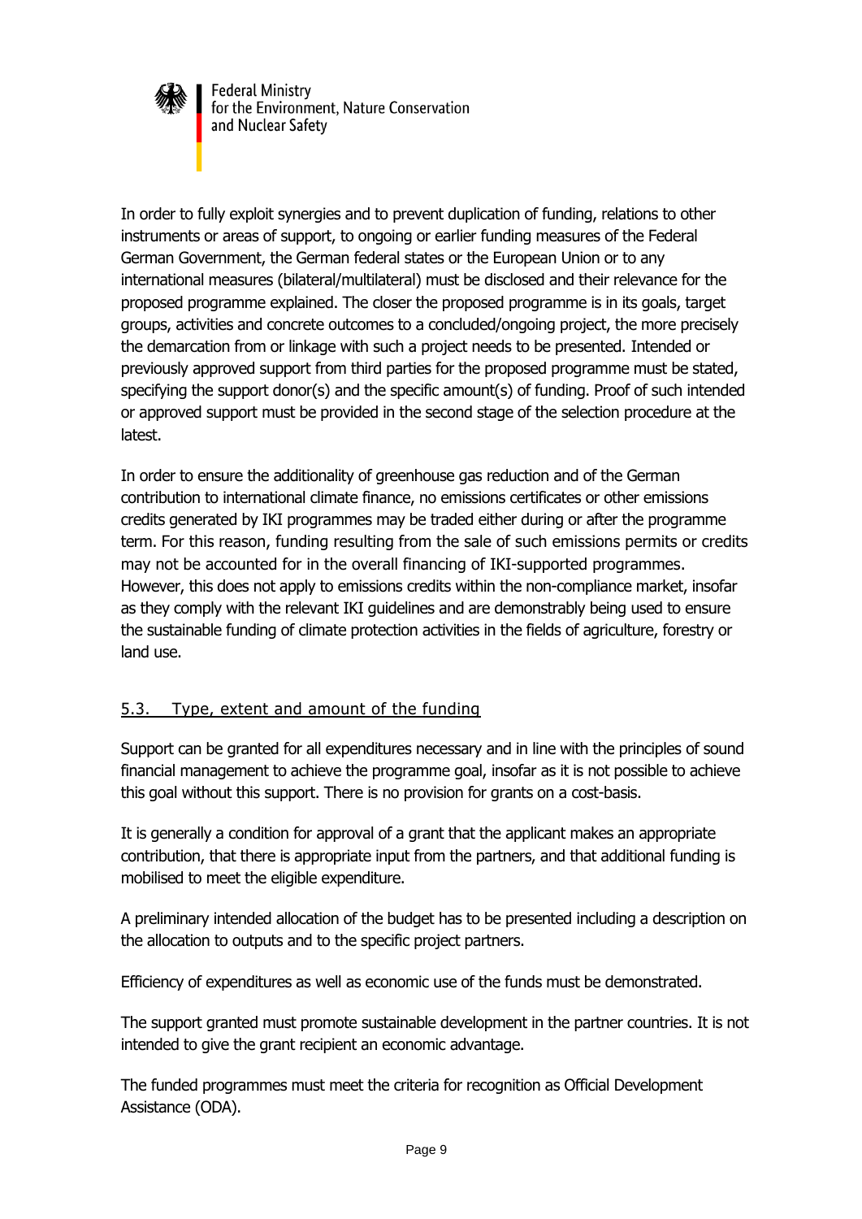In order to fully exploit synergies and to prevent duplication of funding, relations to other instruments or areas of support, to ongoing or earlier funding measures of the Federal German Government, the German federal states or the European Union or to any international measures (bilateral/multilateral) must be disclosed and their relevance for the proposed programme explained. The closer the proposed programme is in its goals, target groups, activities and concrete outcomes to a concluded/ongoing project, the more precisely the demarcation from or linkage with such a project needs to be presented. Intended or previously approved support from third parties for the proposed programme must be stated, specifying the support donor(s) and the specific amount(s) of funding. Proof of such intended or approved support must be provided in the second stage of the selection procedure at the latest.

In order to ensure the additionality of greenhouse gas reduction and of the German contribution to international climate finance, no emissions certificates or other emissions credits generated by IKI programmes may be traded either during or after the programme term. For this reason, funding resulting from the sale of such emissions permits or credits may not be accounted for in the overall financing of IKI-supported programmes. However, this does not apply to emissions credits within the non-compliance market, insofar as they comply with the relevant IKI guidelines and are demonstrably being used to ensure the sustainable funding of climate protection activities in the fields of agriculture, forestry or land use.

## 5.3. Type, extent and amount of the funding

Support can be granted for all expenditures necessary and in line with the principles of sound financial management to achieve the programme goal, insofar as it is not possible to achieve this goal without this support. There is no provision for grants on a cost-basis.

It is generally a condition for approval of a grant that the applicant makes an appropriate contribution, that there is appropriate input from the partners, and that additional funding is mobilised to meet the eligible expenditure.

A preliminary intended allocation of the budget has to be presented including a description on the allocation to outputs and to the specific project partners.

Efficiency of expenditures as well as economic use of the funds must be demonstrated.

The support granted must promote sustainable development in the partner countries. It is not intended to give the grant recipient an economic advantage.

The funded programmes must meet the criteria for recognition as Official Development Assistance (ODA).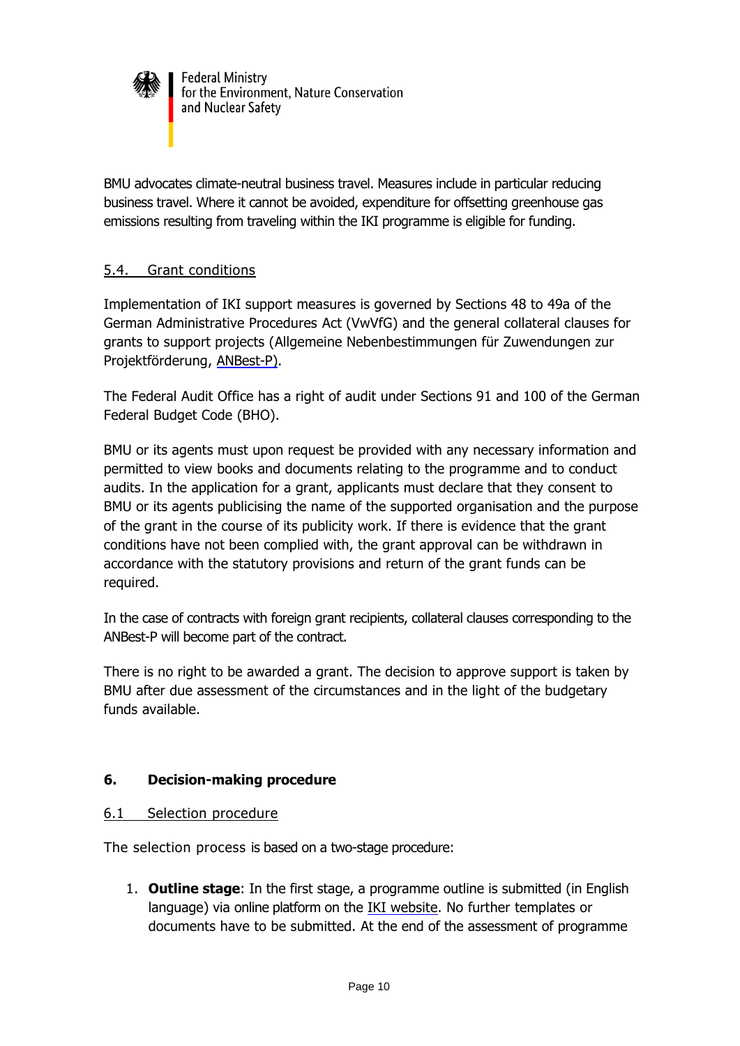BMU advocates climate-neutral business travel. Measures include in particular reducing business travel. Where it cannot be avoided, expenditure for offsetting greenhouse gas emissions resulting from traveling within the IKI programme is eligible for funding.

### 5.4. Grant conditions

Implementation of IKI support measures is governed by Sections 48 to 49a of the German Administrative Procedures Act (VwVfG) and the general collateral clauses for grants to support projects (Allgemeine Nebenbestimmungen für Zuwendungen zur Projektförderung, ANBest-P).

The Federal Audit Office has a right of audit under Sections 91 and 100 of the German Federal Budget Code (BHO).

BMU or its agents must upon request be provided with any necessary information and permitted to view books and documents relating to the programme and to conduct audits. In the application for a grant, applicants must declare that they consent to BMU or its agents publicising the name of the supported organisation and the purpose of the grant in the course of its publicity work. If there is evidence that the grant conditions have not been complied with, the grant approval can be withdrawn in accordance with the statutory provisions and return of the grant funds can be required.

In the case of contracts with foreign grant recipients, collateral clauses corresponding to the ANBest-P will become part of the contract.

There is no right to be awarded a grant. The decision to approve support is taken by BMU after due assessment of the circumstances and in the light of the budgetary funds available.

## 6. Decision-making procedure

### 6.1 Selection procedure

The selection process is based on a two-stage procedure:

1. **Outline stage**: In the first stage, a programme outline is submitted (in English language) via online platform on the IKI website. No further templates or documents have to be submitted. At the end of the assessment of programme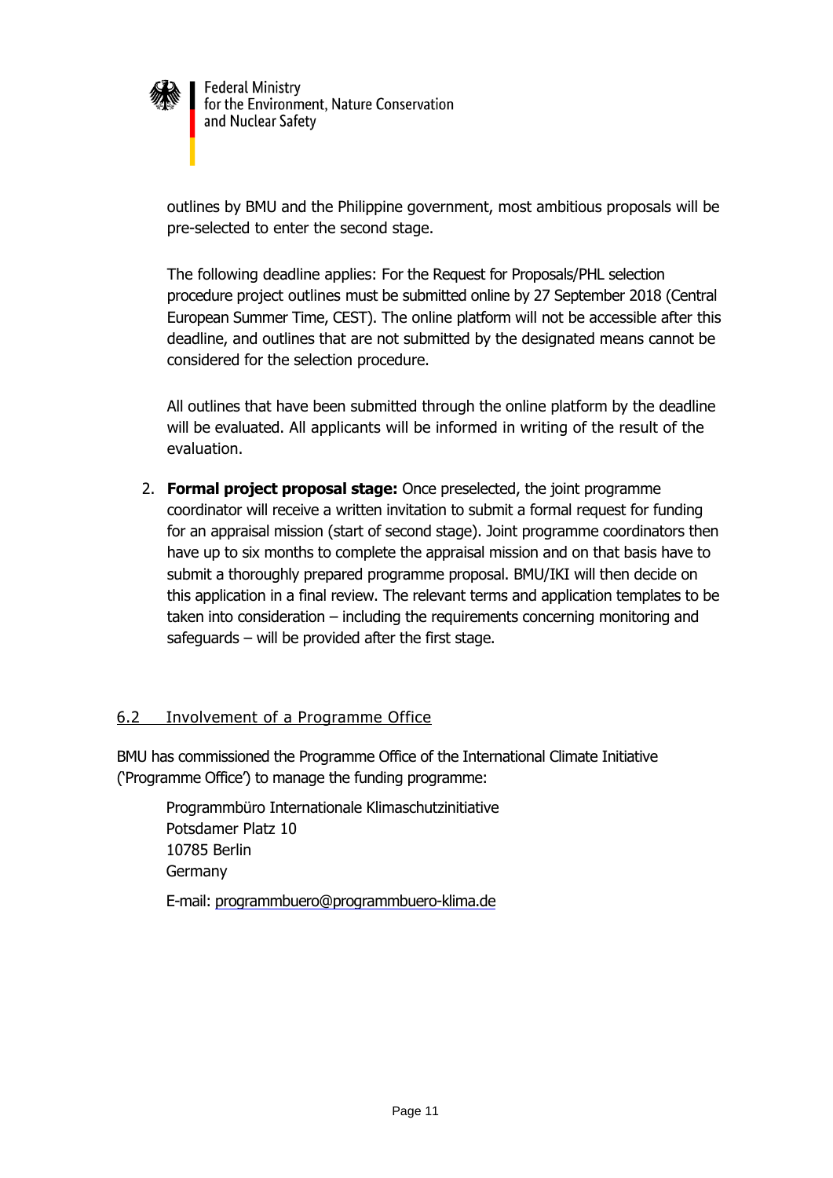outlines by BMU and the Philippine government, most ambitious proposals will be pre-selected to enter the second stage.

The following deadline applies: For the Request for Proposals/PHL selection procedure project outlines must be submitted online by 27 September 2018 (Central European Summer Time, CEST). The online platform will not be accessible after this deadline, and outlines that are not submitted by the designated means cannot be considered for the selection procedure.

All outlines that have been submitted through the online platform by the deadline will be evaluated. All applicants will be informed in writing of the result of the evaluation.

2. **Formal project proposal stage:** Once preselected, the joint programme coordinator will receive a written invitation to submit a formal request for funding for an appraisal mission (start of second stage). Joint programme coordinators then have up to six months to complete the appraisal mission and on that basis have to submit a thoroughly prepared programme proposal. BMU/IKI will then decide on this application in a final review. The relevant terms and application templates to be taken into consideration – including the requirements concerning monitoring and safeguards – will be provided after the first stage.

## 6.2 Involvement of a Programme Office

BMU has commissioned the Programme Office of the International Climate Initiative ('Programme Office') to manage the funding programme:

Programmbüro Internationale Klimaschutzinitiative
Potsdamer Platz 10
10785 Berlin
Germany

E-mail: programmbuero@programmbuero-klima.de